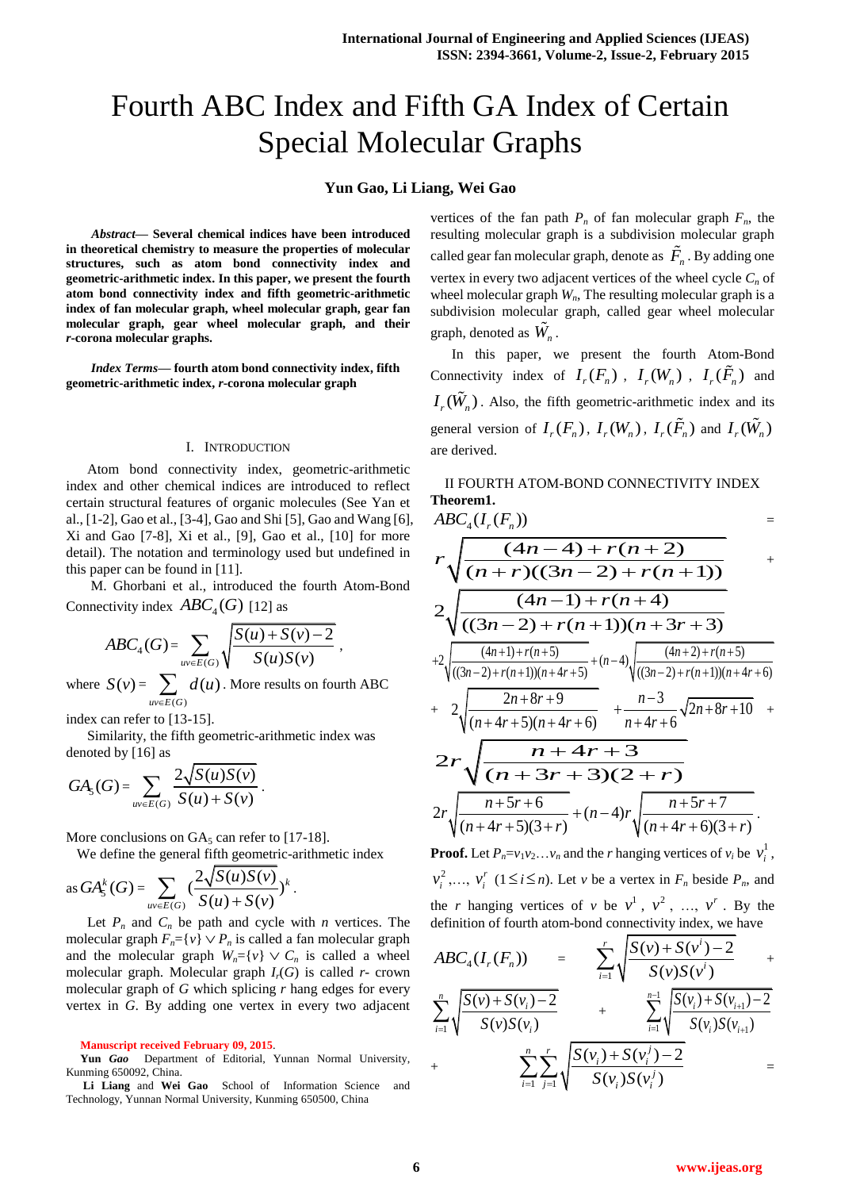# Fourth ABC Index and Fifth GA Index of Certain Special Molecular Graphs

**Yun Gao, Li Liang, Wei Gao**

***Abstract*— Several chemical indices have been introduced in theoretical chemistry to measure the properties of molecular structures, such as atom bond connectivity index and geometric-arithmetic index. In this paper, we present the fourth atom bond connectivity index and fifth geometric-arithmetic index of fan molecular graph, wheel molecular graph, gear fan molecular graph, gear wheel molecular graph, and their *r*-corona molecular graphs.**

***Index Terms*— fourth atom bond connectivity index, fifth geometric-arithmetic index, *r*-corona molecular graph**

## I. Introduction

Atom bond connectivity index, geometric-arithmetic index and other chemical indices are introduced to reflect certain structural features of organic molecules (See Yan et al., [1-2], Gao et al., [3-4], Gao and Shi [5], Gao and Wang [6], Xi and Gao [7-8], Xi et al., [9], Gao et al., [10] for more detail). The notation and terminology used but undefined in this paper can be found in [11].

M. Ghorbani et al., introduced the fourth Atom-Bond Connectivity index $ABC_4(G)$ [12] as

$$ABC_4(G)=\sum_{uv\in E(G)}\sqrt{\frac{S(u)+S(v)-2}{S(u)S(v)}},$$

where $S(v)=\sum_{uv\in E(G)} d(u)$. More results on fourth ABC index can refer to [13-15].

Similarity, the fifth geometric-arithmetic index was denoted by [16] as

$$GA_5(G)=\sum_{uv\in E(G)}\frac{2\sqrt{S(u)S(v)}}{S(u)+S(v)}.$$

More conclusions on $GA_5$ can refer to [17-18].

We define the general fifth geometric-arithmetic index as

$$GA_5^k(G)=\sum_{uv\in E(G)}\left(\frac{2\sqrt{S(u)S(v)}}{S(u)+S(v)}\right)^k.$$

Let $P_n$ and $C_n$ be path and cycle with $n$ vertices. The molecular graph $F_n=\{v\}\vee P_n$ is called a fan molecular graph and the molecular graph $W_n=\{v\}\vee C_n$ is called a wheel molecular graph. Molecular graph $I_r(G)$ is called *r*- crown molecular graph of *G* which splicing *r* hang edges for every vertex in *G*. By adding one vertex in every two adjacent vertices of the fan path $P_n$ of fan molecular graph $F_n$, the resulting molecular graph is a subdivision molecular graph called gear fan molecular graph, denote as $\tilde{F}_n$. By adding one vertex in every two adjacent vertices of the wheel cycle $C_n$ of wheel molecular graph $W_n$, The resulting molecular graph is a subdivision molecular graph, called gear wheel molecular graph, denoted as $\tilde{W}_n$.

In this paper, we present the fourth Atom-Bond Connectivity index of $I_r(F_n)$, $I_r(W_n)$, $I_r(\tilde{F}_n)$ and $I_r(\tilde{W}_n)$. Also, the fifth geometric-arithmetic index and its general version of $I_r(F_n)$, $I_r(W_n)$, $I_r(\tilde{F}_n)$ and $I_r(\tilde{W}_n)$ are derived.

Manuscript received February 09, 2015.

**Yun Gao** Department of Editorial, Yunnan Normal University, Kunming 650092, China.

**Li Liang** and **Wei Gao** School of Information Science and Technology, Yunnan Normal University, Kunming 650500, China

## II Fourth Atom-Bond Connectivity Index

**Theorem1.**

$$ABC_4(I_r(F_n)) = r\sqrt{\frac{(4n-4)+r(n+2)}{(n+r)((3n-2)+r(n+1))}} + 2\sqrt{\frac{(4n-1)+r(n+4)}{((3n-2)+r(n+1))(n+3r+3)}}$$
$$+2\sqrt{\frac{(4n+1)+r(n+5)}{((3n-2)+r(n+1))(n+4r+5)}}+(n-4)\sqrt{\frac{(4n+2)+r(n+5)}{((3n-2)+r(n+1))(n+4r+6)}}$$
$$+2\sqrt{\frac{2n+8r+9}{(n+4r+5)(n+4r+6)}}+\frac{n-3}{n+4r+6}\sqrt{2n+8r+10}+2r\sqrt{\frac{n+4r+3}{(n+3r+3)(2+r)}}$$
$$2r\sqrt{\frac{n+5r+6}{(n+4r+5)(3+r)}}+(n-4)r\sqrt{\frac{n+5r+7}{(n+4r+6)(3+r)}}.$$

**Proof.** Let $P_n=v_1v_2\ldots v_n$ and the $r$ hanging vertices of $v_i$ be $v_i^1$, $v_i^2,\ldots, v_i^r$ $(1\le i\le n)$. Let $v$ be a vertex in $F_n$ beside $P_n$, and the $r$ hanging vertices of $v$ be $v^1$, $v^2$, ..., $v^r$. By the definition of fourth atom-bond connectivity index, we have

$$ABC_4(I_r(F_n)) = \sum_{i=1}^{r}\sqrt{\frac{S(v)+S(v^i)-2}{S(v)S(v^i)}} + \sum_{i=1}^{n}\sqrt{\frac{S(v)+S(v_i)-2}{S(v)S(v_i)}} + \sum_{i=1}^{n-1}\sqrt{\frac{S(v_i)+S(v_{i+1})-2}{S(v_i)S(v_{i+1})}}$$
$$+\sum_{i=1}^{n}\sum_{j=1}^{r}\sqrt{\frac{S(v_i)+S(v_i^j)-2}{S(v_i)S(v_i^j)}} =$$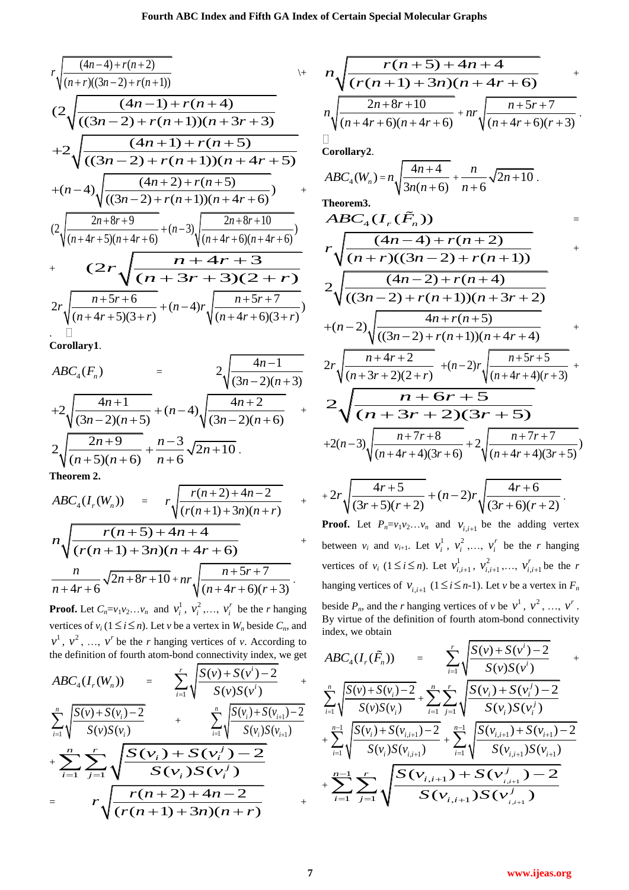$$r\sqrt{\frac{(4n-4)+r(n+2)}{(n+r)((3n-2)+r(n+1))}} +$$

$$(2\sqrt{\frac{(4n-1)+r(n+4)}{((3n-2)+r(n+1))(n+3r+3)}}$$

$$+2\sqrt{\frac{(4n+1)+r(n+5)}{((3n-2)+r(n+1))(n+4r+5)}}$$

$$+(n-4)\sqrt{\frac{(4n+2)+r(n+5)}{((3n-2)+r(n+1))(n+4r+6)}}) +$$

$$(2\sqrt{\frac{2n+8r+9}{(n+4r+5)(n+4r+6)}}+(n-3)\sqrt{\frac{2n+8r+10}{(n+4r+6)(n+4r+6)}})$$

$$+ \quad (2r\sqrt{\frac{n+4r+3}{(n+3r+3)(2+r)}}$$

$$2r\sqrt{\frac{n+5r+6}{(n+4r+5)(3+r)}}+(n-4)r\sqrt{\frac{n+5r+7}{(n+4r+6)(3+r)}})$$

. □

**Corollary1**.

$$ABC_4(F_n) = 2\sqrt{\frac{4n-1}{(3n-2)(n+3)}}$$

$$+2\sqrt{\frac{4n+1}{(3n-2)(n+5)}}+(n-4)\sqrt{\frac{4n+2}{(3n-2)(n+6)}} +$$

$$2\sqrt{\frac{2n+9}{(n+5)(n+6)}}+\frac{n-3}{n+6}\sqrt{2n+10}.$$

**Theorem 2.**

$$ABC_4(I_r(W_n)) = r\sqrt{\frac{r(n+2)+4n-2}{(r(n+1)+3n)(n+r)}} +$$

$$n\sqrt{\frac{r(n+5)+4n+4}{(r(n+1)+3n)(n+4r+6)}} +$$

$$\frac{n}{n+4r+6}\sqrt{2n+8r+10}+nr\sqrt{\frac{n+5r+7}{(n+4r+6)(r+3)}}.$$

**Proof.** Let $C_n=v_1v_2\ldots v_n$ and $v_i^1, v_i^2,\ldots, v_i^r$ be the $r$ hanging vertices of $v_i$ ($1\le i\le n$). Let $v$ be a vertex in $W_n$ beside $C_n$, and $v^1, v^2, \ldots, v^r$ be the $r$ hanging vertices of $v$. According to the definition of fourth atom-bond connectivity index, we get

$$ABC_4(I_r(W_n)) = \sum_{i=1}^{r}\sqrt{\frac{S(v)+S(v^i)-2}{S(v)S(v^i)}} +$$

$$\sum_{i=1}^{n}\sqrt{\frac{S(v)+S(v_i)-2}{S(v)S(v_i)}} + \sum_{i=1}^{n}\sqrt{\frac{S(v_i)+S(v_{i+1})-2}{S(v_i)S(v_{i+1})}}$$

$$+\sum_{i=1}^{n}\sum_{j=1}^{r}\sqrt{\frac{S(v_i)+S(v_i^j)-2}{S(v_i)S(v_i^j)}}$$

$$= r\sqrt{\frac{r(n+2)+4n-2}{(r(n+1)+3n)(n+r)}} +$$

$$n\sqrt{\frac{r(n+5)+4n+4}{(r(n+1)+3n)(n+4r+6)}} +$$

$$n\sqrt{\frac{2n+8r+10}{(n+4r+6)(n+4r+6)}}+nr\sqrt{\frac{n+5r+7}{(n+4r+6)(r+3)}}.$$

□

**Corollary2**.

$$ABC_4(W_n)=n\sqrt{\frac{4n+4}{3n(n+6)}}+\frac{n}{n+6}\sqrt{2n+10}.$$

**Theorem3.**

$$ABC_4(I_r(\tilde{F}_n)) =$$

$$r\sqrt{\frac{(4n-4)+r(n+2)}{(n+r)((3n-2)+r(n+1))}} +$$

$$2\sqrt{\frac{(4n-2)+r(n+4)}{((3n-2)+r(n+1))(n+3r+2)}}$$

$$+(n-2)\sqrt{\frac{4n+r(n+5)}{((3n-2)+r(n+1))(n+4r+4)}} +$$

$$2r\sqrt{\frac{n+4r+2}{(n+3r+2)(2+r)}}+(n-2)r\sqrt{\frac{n+5r+5}{(n+4r+4)(r+3)}} +$$

$$2\sqrt{\frac{n+6r+5}{(n+3r+2)(3r+5)}}$$

$$+2(n-3)\sqrt{\frac{n+7r+8}{(n+4r+4)(3r+6)}}+2\sqrt{\frac{n+7r+7}{(n+4r+4)(3r+5)}})$$

$$+2r\sqrt{\frac{4r+5}{(3r+5)(r+2)}}+(n-2)r\sqrt{\frac{4r+6}{(3r+6)(r+2)}}.$$

**Proof.** Let $P_n=v_1v_2\ldots v_n$ and $v_{i,i+1}$ be the adding vertex between $v_i$ and $v_{i+1}$. Let $v_i^1, v_i^2,\ldots, v_i^r$ be the $r$ hanging vertices of $v_i$ ($1\le i\le n$). Let $v_{i,i+1}^1, v_{i,i+1}^2,\ldots, v_{i,i+1}^r$ be the $r$ hanging vertices of $v_{i,i+1}$ ($1\le i\le n$-1). Let $v$ be a vertex in $F_n$ beside $P_n$, and the $r$ hanging vertices of $v$ be $v^1, v^2, \ldots, v^r$. By virtue of the definition of fourth atom-bond connectivity index, we obtain

$$ABC_4(I_r(\tilde{F}_n)) = \sum_{i=1}^{r}\sqrt{\frac{S(v)+S(v^i)-2}{S(v)S(v^i)}} +$$

$$\sum_{i=1}^{n}\sqrt{\frac{S(v)+S(v_i)-2}{S(v)S(v_i)}}+\sum_{i=1}^{n}\sum_{j=1}^{r}\sqrt{\frac{S(v_i)+S(v_i^j)-2}{S(v_i)S(v_i^j)}}$$

$$+\sum_{i=1}^{n-1}\sqrt{\frac{S(v_i)+S(v_{i,i+1})-2}{S(v_i)S(v_{i,i+1})}}+\sum_{i=1}^{n-1}\sqrt{\frac{S(v_{i,i+1})+S(v_{i+1})-2}{S(v_{i,i+1})S(v_{i+1})}}$$

$$+\sum_{i=1}^{n-1}\sum_{j=1}^{r}\sqrt{\frac{S(v_{i,i+1})+S(v_{i,i+1}^j)-2}{S(v_{i,i+1})S(v_{i,i+1}^j)}}$$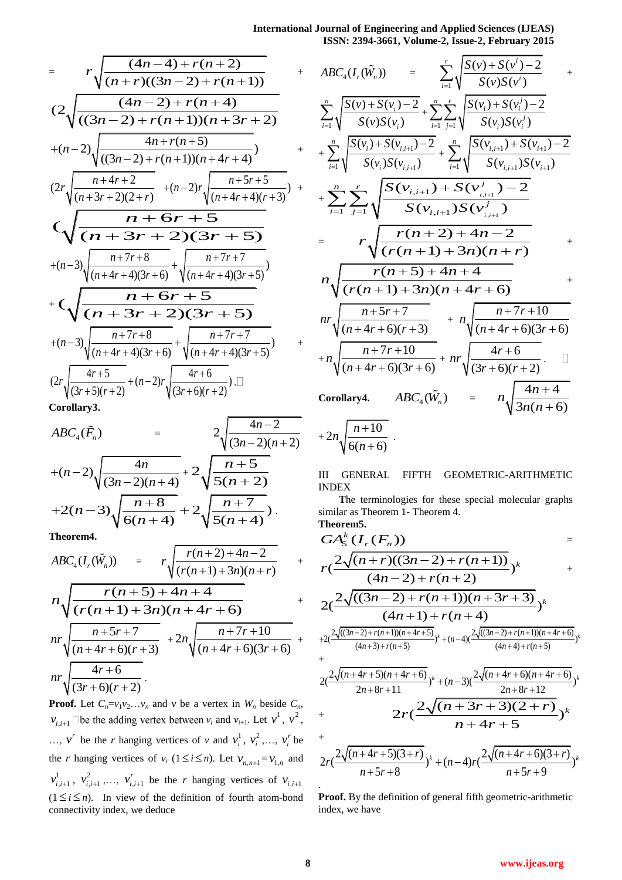$$= r\sqrt{\frac{(4n-4)+r(n+2)}{(n+r)((3n-2)+r(n+1))}} +$$

$$(2\sqrt{\frac{(4n-2)+r(n+4)}{((3n-2)+r(n+1))(n+3r+2)}}$$

$$+(n-2)\sqrt{\frac{4n+r(n+5)}{((3n-2)+r(n+1))(n+4r+4)}}) +$$

$$(2r\sqrt{\frac{n+4r+2}{(n+3r+2)(2+r)}} +(n-2)r\sqrt{\frac{n+5r+5}{(n+4r+4)(r+3)}}) +$$

$$(\sqrt{\frac{n+6r+5}{(n+3r+2)(3r+5)}}$$

$$+(n-3)\sqrt{\frac{n+7r+8}{(n+4r+4)(3r+6)}}+\sqrt{\frac{n+7r+7}{(n+4r+4)(3r+5)}})$$

$$+(\sqrt{\frac{n+6r+5}{(n+3r+2)(3r+5)}}$$

$$+(n-3)\sqrt{\frac{n+7r+8}{(n+4r+4)(3r+6)}}+\sqrt{\frac{n+7r+7}{(n+4r+4)(3r+5)}}) +$$

$$(2r\sqrt{\frac{4r+5}{(3r+5)(r+2)}}+(n-2)r\sqrt{\frac{4r+6}{(3r+6)(r+2)}}).\square$$

**Corollary3.**

$$ABC_4(\tilde{F}_n) = 2\sqrt{\frac{4n-2}{(3n-2)(n+2)}}$$

$$+(n-2)\sqrt{\frac{4n}{(3n-2)(n+4)}}+2\sqrt{\frac{n+5}{5(n+2)}}$$

$$+2(n-3)\sqrt{\frac{n+8}{6(n+4)}}+2\sqrt{\frac{n+7}{5(n+4)}}).$$

**Theorem4.**

$$ABC_4(I_r(\tilde{W}_n)) = r\sqrt{\frac{r(n+2)+4n-2}{(r(n+1)+3n)(n+r)}} +$$

$$n\sqrt{\frac{r(n+5)+4n+4}{(r(n+1)+3n)(n+4r+6)}} +$$

$$nr\sqrt{\frac{n+5r+7}{(n+4r+6)(r+3)}} +2n\sqrt{\frac{n+7r+10}{(n+4r+6)(3r+6)}} +$$

$$nr\sqrt{\frac{4r+6}{(3r+6)(r+2)}}.$$

**Proof.** Let $C_n=v_1v_2\ldots v_n$ and $v$ be a vertex in $W_n$ beside $C_n$, $v_{i,i+1}$ be the adding vertex between $v_i$ and $v_{i+1}$. Let $v^1$, $v^2$, …, $v^r$ be the $r$ hanging vertices of $v$ and $v_i^1$, $v_i^2$,…, $v_i^r$ be the $r$ hanging vertices of $v_i$ ($1\le i\le n$). Let $v_{n,n+1}=v_{1,n}$ and $v_{i,i+1}^1$, $v_{i,i+1}^2$,…, $v_{i,i+1}^r$ be the $r$ hanging vertices of $v_{i,i+1}$ ($1\le i\le n$). In view of the definition of fourth atom-bond connectivity index, we deduce

$$ABC_4(I_r(\tilde{W}_n)) = \sum_{i=1}^{r}\sqrt{\frac{S(v)+S(v^i)-2}{S(v)S(v^i)}} +$$

$$\sum_{i=1}^{n}\sqrt{\frac{S(v)+S(v_i)-2}{S(v)S(v_i)}}+\sum_{i=1}^{n}\sum_{j=1}^{r}\sqrt{\frac{S(v_i)+S(v_i^j)-2}{S(v_i)S(v_i^j)}}$$

$$+\sum_{i=1}^{n}\sqrt{\frac{S(v_i)+S(v_{i,i+1})-2}{S(v_i)S(v_{i,i+1})}}+\sum_{i=1}^{n}\sqrt{\frac{S(v_{i,i+1})+S(v_{i+1})-2}{S(v_{i,i+1})S(v_{i+1})}}$$

$$+\sum_{i=1}^{n}\sum_{j=1}^{r}\sqrt{\frac{S(v_{i,i+1})+S(v_{i,i+1}^j)-2}{S(v_{i,i+1})S(v_{i,i+1}^j)}}$$

$$= r\sqrt{\frac{r(n+2)+4n-2}{(r(n+1)+3n)(n+r)}} +$$

$$n\sqrt{\frac{r(n+5)+4n+4}{(r(n+1)+3n)(n+4r+6)}} +$$

$$nr\sqrt{\frac{n+5r+7}{(n+4r+6)(r+3)}} + n\sqrt{\frac{n+7r+10}{(n+4r+6)(3r+6)}}$$

$$+n\sqrt{\frac{n+7r+10}{(n+4r+6)(3r+6)}} + nr\sqrt{\frac{4r+6}{(3r+6)(r+2)}}. \quad \square$$

**Corollary4.** $ABC_4(\tilde{W}_n) = n\sqrt{\frac{4n+4}{3n(n+6)}}$

$$+2n\sqrt{\frac{n+10}{6(n+6)}}.$$

## III GENERAL FIFTH GEOMETRIC-ARITHMETIC INDEX

The terminologies for these special molecular graphs similar as Theorem 1- Theorem 4.

**Theorem5.**

$$GA_5^k(I_r(F_n)) =$$

$$r(\frac{2\sqrt{(n+r)((3n-2)+r(n+1))}}{(4n-2)+r(n+2)})^k +$$

$$2(\frac{2\sqrt{((3n-2)+r(n+1))(n+3r+3)}}{(4n+1)+r(n+4)})^k$$

$$+2(\frac{2\sqrt{((3n-2)+r(n+1))(n+4r+5)}}{(4n+3)+r(n+5)})^k+(n-4)(\frac{2\sqrt{((3n-2)+r(n+1))(n+4r+6)}}{(4n+4)+r(n+5)})^k$$

$$+$$

$$2(\frac{2\sqrt{(n+4r+5)(n+4r+6)}}{2n+8r+11})^k+(n-3)(\frac{2\sqrt{(n+4r+6)(n+4r+6)}}{2n+8r+12})^k$$

$$+ 2r(\frac{2\sqrt{(n+3r+3)(2+r)}}{n+4r+5})^k$$

$$+$$

$$2r(\frac{2\sqrt{(n+4r+5)(3+r)}}{n+5r+8})^k+(n-4)r(\frac{2\sqrt{(n+4r+6)(3+r)}}{n+5r+9})^k$$

.

**Proof.** By the definition of general fifth geometric-arithmetic index, we have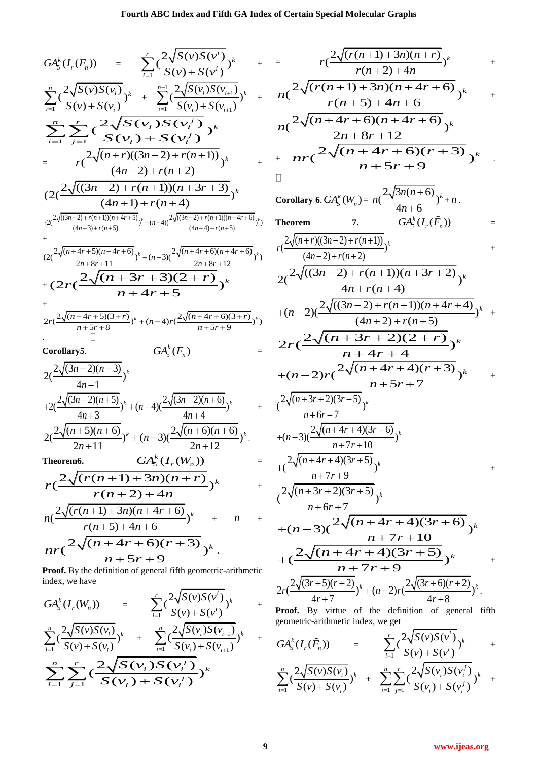$$GA_5^k(I_r(F_n)) = \sum_{i=1}^{r}\left(\frac{2\sqrt{S(v)S(v^i)}}{S(v)+S(v^i)}\right)^k + \sum_{i=1}^{n}\left(\frac{2\sqrt{S(v)S(v_i)}}{S(v)+S(v_i)}\right)^k + \sum_{i=1}^{n-1}\left(\frac{2\sqrt{S(v_i)S(v_{i+1})}}{S(v_i)+S(v_{i+1})}\right)^k + \sum_{i=1}^{n}\sum_{j=1}^{r}\left(\frac{2\sqrt{S(v_i)S(v_i^j)}}{S(v_i)+S(v_i^j)}\right)^k$$

$$= r\left(\frac{2\sqrt{(n+r)((3n-2)+r(n+1))}}{(4n-2)+r(n+2)}\right)^k + \left(2\left(\frac{2\sqrt{((3n-2)+r(n+1))(n+3r+3)}}{(4n+1)+r(n+4)}\right)^k + 2\left(\frac{2\sqrt{((3n-2)+r(n+1))(n+4r+5)}}{(4n+3)+r(n+5)}\right)^k + (n-4)\left(\frac{2\sqrt{((3n-2)+r(n+1))(n+4r+6)}}{(4n+4)+r(n+5)}\right)^k\right)$$

$$+ \left(2\left(\frac{2\sqrt{(n+4r+5)(n+4r+6)}}{2n+8r+11}\right)^k + (n-3)\left(\frac{2\sqrt{(n+4r+6)(n+4r+6)}}{2n+8r+12}\right)^k\right) + \left(2r\left(\frac{2\sqrt{(n+3r+3)(2+r)}}{n+4r+5}\right)^k\right.$$

$$\left. + 2r\left(\frac{2\sqrt{(n+4r+5)(3+r)}}{n+5r+8}\right)^k + (n-4)r\left(\frac{2\sqrt{(n+4r+6)(3+r)}}{n+5r+9}\right)^k\right).$$

□

**Corollary5.**

$$GA_5^k(F_n) = 2\left(\frac{2\sqrt{(3n-2)(n+3)}}{4n+1}\right)^k + 2\left(\frac{2\sqrt{(3n-2)(n+5)}}{4n+3}\right)^k + (n-4)\left(\frac{2\sqrt{(3n-2)(n+6)}}{4n+4}\right)^k + 2\left(\frac{2\sqrt{(n+5)(n+6)}}{2n+11}\right)^k + (n-3)\left(\frac{2\sqrt{(n+6)(n+6)}}{2n+12}\right)^k.$$

**Theorem6.**

$$GA_5^k(I_r(W_n)) = r\left(\frac{2\sqrt{(r(n+1)+3n)(n+r)}}{r(n+2)+4n}\right)^k + n\left(\frac{2\sqrt{(r(n+1)+3n)(n+4r+6)}}{r(n+5)+4n+6}\right)^k + n + nr\left(\frac{2\sqrt{(n+4r+6)(r+3)}}{n+5r+9}\right)^k.$$

**Proof.** By the definition of general fifth geometric-arithmetic index, we have

$$GA_5^k(I_r(W_n)) = \sum_{i=1}^{r}\left(\frac{2\sqrt{S(v)S(v^i)}}{S(v)+S(v^i)}\right)^k + \sum_{i=1}^{n}\left(\frac{2\sqrt{S(v)S(v_i)}}{S(v)+S(v_i)}\right)^k + \sum_{i=1}^{n}\left(\frac{2\sqrt{S(v_i)S(v_{i+1})}}{S(v_i)+S(v_{i+1})}\right)^k + \sum_{i=1}^{n}\sum_{j=1}^{r}\left(\frac{2\sqrt{S(v_i)S(v_i^j)}}{S(v_i)+S(v_i^j)}\right)^k$$

$$= r\left(\frac{2\sqrt{(r(n+1)+3n)(n+r)}}{r(n+2)+4n}\right)^k + n\left(\frac{2\sqrt{(r(n+1)+3n)(n+4r+6)}}{r(n+5)+4n+6}\right)^k + n\left(\frac{2\sqrt{(n+4r+6)(n+4r+6)}}{2n+8r+12}\right)^k + nr\left(\frac{2\sqrt{(n+4r+6)(r+3)}}{n+5r+9}\right)^k.$$

□

**Corollary 6.** $GA_5^k(W_n) = n\left(\frac{2\sqrt{3n(n+6)}}{4n+6}\right)^k + n.$

**Theorem 7.**

$$GA_5^k(I_r(\tilde{F}_n)) = r\left(\frac{2\sqrt{(n+r)((3n-2)+r(n+1))}}{(4n-2)+r(n+2)}\right)^k + 2\left(\frac{2\sqrt{((3n-2)+r(n+1))(n+3r+2)}}{4n+r(n+4)}\right)^k + (n-2)\left(\frac{2\sqrt{((3n-2)+r(n+1))(n+4r+4)}}{(4n+2)+r(n+5)}\right)^k + 2r\left(\frac{2\sqrt{(n+3r+2)(2+r)}}{n+4r+4}\right)^k + (n-2)r\left(\frac{2\sqrt{(n+4r+4)(r+3)}}{n+5r+7}\right)^k$$

$$+ \left(\frac{2\sqrt{(n+3r+2)(3r+5)}}{n+6r+7}\right)^k + (n-3)\left(\frac{2\sqrt{(n+4r+4)(3r+6)}}{n+7r+10}\right)^k + \left(\frac{2\sqrt{(n+4r+4)(3r+5)}}{n+7r+9}\right)^k + \left(\frac{2\sqrt{(n+3r+2)(3r+5)}}{n+6r+7}\right)^k + (n-3)\left(\frac{2\sqrt{(n+4r+4)(3r+6)}}{n+7r+10}\right)^k + \left(\frac{2\sqrt{(n+4r+4)(3r+5)}}{n+7r+9}\right)^k$$

$$+ 2r\left(\frac{2\sqrt{(3r+5)(r+2)}}{4r+7}\right)^k + (n-2)r\left(\frac{2\sqrt{(3r+6)(r+2)}}{4r+8}\right)^k.$$

**Proof.** By virtue of the definition of general fifth geometric-arithmetic index, we get

$$GA_5^k(I_r(\tilde{F}_n)) = \sum_{i=1}^{r}\left(\frac{2\sqrt{S(v)S(v^i)}}{S(v)+S(v^i)}\right)^k + \sum_{i=1}^{n}\left(\frac{2\sqrt{S(v)S(v_i)}}{S(v)+S(v_i)}\right)^k + \sum_{i=1}^{n}\sum_{j=1}^{r}\left(\frac{2\sqrt{S(v_i)S(v_i^j)}}{S(v_i)+S(v_i^j)}\right)^k +$$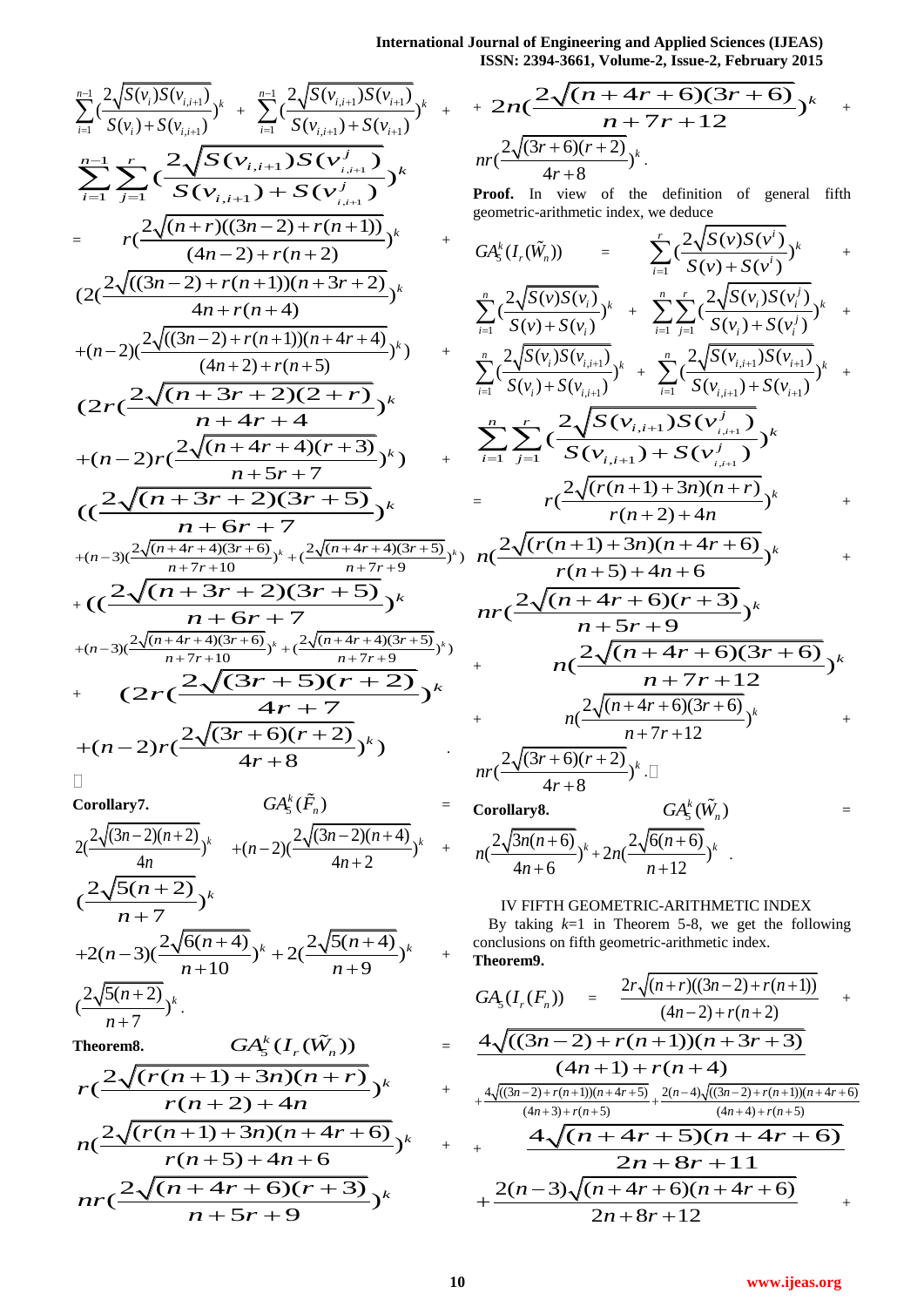$$\sum_{i=1}^{n-1}\left(\frac{2\sqrt{S(v_i)S(v_{i,i+1})}}{S(v_i)+S(v_{i,i+1})}\right)^k + \sum_{i=1}^{n-1}\left(\frac{2\sqrt{S(v_{i,i+1})S(v_{i+1})}}{S(v_{i,i+1})+S(v_{i+1})}\right)^k + \sum_{i=1}^{n-1}\sum_{j=1}^{r}\left(\frac{2\sqrt{S(v_{i,i+1})S(v_{i,i+1}^j)}}{S(v_{i,i+1})+S(v_{i,i+1}^j)}\right)^k$$

$$= r\left(\frac{2\sqrt{(n+r)((3n-2)+r(n+1))}}{(4n-2)+r(n+2)}\right)^k + \left(2\left(\frac{2\sqrt{((3n-2)+r(n+1))(n+3r+2)}}{4n+r(n+4)}\right)^k + (n-2)\left(\frac{2\sqrt{((3n-2)+r(n+1))(n+4r+4)}}{(4n+2)+r(n+5)}\right)^k\right) + \left(2r\left(\frac{2\sqrt{(n+3r+2)(2+r)}}{n+4r+4}\right)^k + (n-2)r\left(\frac{2\sqrt{(n+4r+4)(r+3)}}{n+5r+7}\right)^k\right) + \left(\left(\frac{2\sqrt{(n+3r+2)(3r+5)}}{n+6r+7}\right)^k + (n-3)\left(\frac{2\sqrt{(n+4r+4)(3r+6)}}{n+7r+10}\right)^k + \left(\frac{2\sqrt{(n+4r+4)(3r+5)}}{n+7r+9}\right)^k\right) + \left(\left(\frac{2\sqrt{(n+3r+2)(3r+5)}}{n+6r+7}\right)^k + (n-3)\left(\frac{2\sqrt{(n+4r+4)(3r+6)}}{n+7r+10}\right)^k + \left(\frac{2\sqrt{(n+4r+4)(3r+5)}}{n+7r+9}\right)^k\right) + \left(2r\left(\frac{2\sqrt{(3r+5)(r+2)}}{4r+7}\right)^k + (n-2)r\left(\frac{2\sqrt{(3r+6)(r+2)}}{4r+8}\right)^k\right).$$

□

**Corollary7.** $GA_5^k(\tilde{F}_n) = 2\left(\frac{2\sqrt{(3n-2)(n+2)}}{4n}\right)^k + (n-2)\left(\frac{2\sqrt{(3n-2)(n+4)}}{4n+2}\right)^k + \left(\frac{2\sqrt{5(n+2)}}{n+7}\right)^k + 2(n-3)\left(\frac{2\sqrt{6(n+4)}}{n+10}\right)^k + 2\left(\frac{2\sqrt{5(n+4)}}{n+9}\right)^k + \left(\frac{2\sqrt{5(n+2)}}{n+7}\right)^k.$

**Theorem8.** $GA_5^k(I_r(\tilde{W}_n)) = r\left(\frac{2\sqrt{(r(n+1)+3n)(n+r)}}{r(n+2)+4n}\right)^k + n\left(\frac{2\sqrt{(r(n+1)+3n)(n+4r+6)}}{r(n+5)+4n+6}\right)^k + nr\left(\frac{2\sqrt{(n+4r+6)(r+3)}}{n+5r+9}\right)^k + 2n\left(\frac{2\sqrt{(n+4r+6)(3r+6)}}{n+7r+12}\right)^k + nr\left(\frac{2\sqrt{(3r+6)(r+2)}}{4r+8}\right)^k.$

**Proof.** In view of the definition of general fifth geometric-arithmetic index, we deduce

$$GA_5^k(I_r(\tilde{W}_n)) = \sum_{i=1}^{r}\left(\frac{2\sqrt{S(v)S(v^i)}}{S(v)+S(v^i)}\right)^k + \sum_{i=1}^{n}\left(\frac{2\sqrt{S(v)S(v_i)}}{S(v)+S(v_i)}\right)^k + \sum_{i=1}^{n}\sum_{j=1}^{r}\left(\frac{2\sqrt{S(v_i)S(v_i^j)}}{S(v_i)+S(v_i^j)}\right)^k + \sum_{i=1}^{n}\left(\frac{2\sqrt{S(v_i)S(v_{i,i+1})}}{S(v_i)+S(v_{i,i+1})}\right)^k + \sum_{i=1}^{n}\left(\frac{2\sqrt{S(v_{i,i+1})S(v_{i+1})}}{S(v_{i,i+1})+S(v_{i+1})}\right)^k + \sum_{i=1}^{n}\sum_{j=1}^{r}\left(\frac{2\sqrt{S(v_{i,i+1})S(v_{i,i+1}^j)}}{S(v_{i,i+1})+S(v_{i,i+1}^j)}\right)^k$$

$$= r\left(\frac{2\sqrt{(r(n+1)+3n)(n+r)}}{r(n+2)+4n}\right)^k + n\left(\frac{2\sqrt{(r(n+1)+3n)(n+4r+6)}}{r(n+5)+4n+6}\right)^k + nr\left(\frac{2\sqrt{(n+4r+6)(r+3)}}{n+5r+9}\right)^k + n\left(\frac{2\sqrt{(n+4r+6)(3r+6)}}{n+7r+12}\right)^k + n\left(\frac{2\sqrt{(n+4r+6)(3r+6)}}{n+7r+12}\right)^k + nr\left(\frac{2\sqrt{(3r+6)(r+2)}}{4r+8}\right)^k.$$

□

**Corollary8.** $GA_5^k(\tilde{W}_n) = n\left(\frac{2\sqrt{3n(n+6)}}{4n+6}\right)^k + 2n\left(\frac{2\sqrt{6(n+6)}}{n+12}\right)^k.$

## IV FIFTH GEOMETRIC-ARITHMETIC INDEX

By taking $k$=1 in Theorem 5-8, we get the following conclusions on fifth geometric-arithmetic index.

**Theorem9.**

$$GA_5(I_r(F_n)) = \frac{2r\sqrt{(n+r)((3n-2)+r(n+1))}}{(4n-2)+r(n+2)} + \frac{4\sqrt{((3n-2)+r(n+1))(n+3r+3)}}{(4n+1)+r(n+4)} + \frac{4\sqrt{((3n-2)+r(n+1))(n+4r+5)}}{(4n+3)+r(n+5)} + \frac{2(n-4)\sqrt{((3n-2)+r(n+1))(n+4r+6)}}{(4n+4)+r(n+5)} + \frac{4\sqrt{(n+4r+5)(n+4r+6)}}{2n+8r+11} + \frac{2(n-3)\sqrt{(n+4r+6)(n+4r+6)}}{2n+8r+12} +$$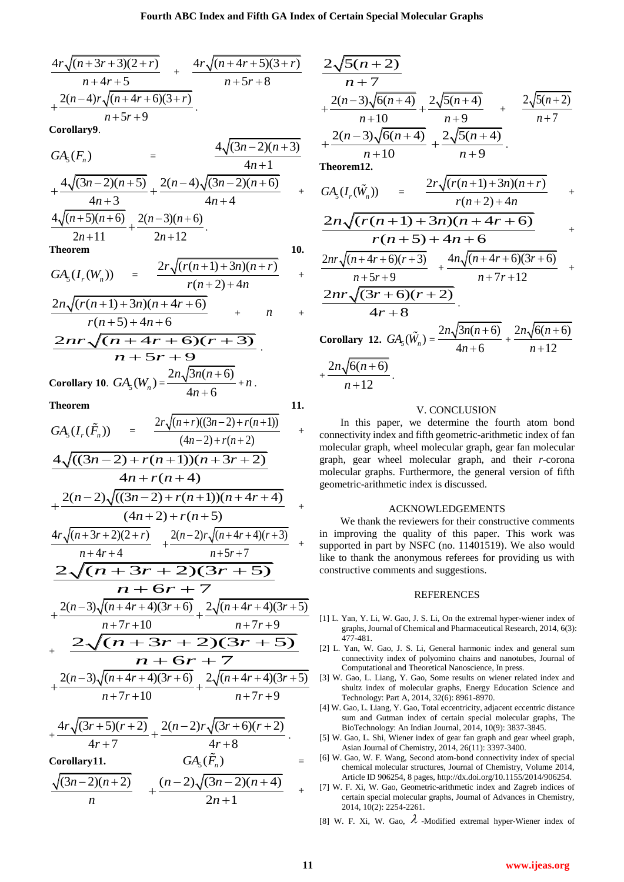$$\frac{4r\sqrt{(n+3r+3)(2+r)}}{n+4r+5}+\frac{4r\sqrt{(n+4r+5)(3+r)}}{n+5r+8}+\frac{2(n-4)r\sqrt{(n+4r+6)(3+r)}}{n+5r+9}.$$

**Corollary9**.

$$GA_5(F_n)=\frac{4\sqrt{(3n-2)(n+3)}}{4n+1}+\frac{4\sqrt{(3n-2)(n+5)}}{4n+3}+\frac{2(n-4)\sqrt{(3n-2)(n+6)}}{4n+4}+\frac{4\sqrt{(n+5)(n+6)}}{2n+11}+\frac{2(n-3)(n+6)}{2n+12}.$$

**Theorem 10.**

$$GA_5(I_r(W_n))=\frac{2r\sqrt{(r(n+1)+3n)(n+r)}}{r(n+2)+4n}+\frac{2n\sqrt{(r(n+1)+3n)(n+4r+6)}}{r(n+5)+4n+6}+n+\frac{2nr\sqrt{(n+4r+6)(r+3)}}{n+5r+9}.$$

**Corollary 10**. $GA_5(W_n)=\frac{2n\sqrt{3n(n+6)}}{4n+6}+n$.

**Theorem 11.**

$$GA_5(I_r(\tilde{F}_n))=\frac{2r\sqrt{(n+r)((3n-2)+r(n+1))}}{(4n-2)+r(n+2)}+\frac{4\sqrt{((3n-2)+r(n+1))(n+3r+2)}}{4n+r(n+4)}+\frac{2(n-2)\sqrt{((3n-2)+r(n+1))(n+4r+4)}}{(4n+2)+r(n+5)}+\frac{4r\sqrt{(n+3r+2)(2+r)}}{n+4r+4}+\frac{2(n-2)r\sqrt{(n+4r+4)(r+3)}}{n+5r+7}+\frac{2\sqrt{(n+3r+2)(3r+5)}}{n+6r+7}+\frac{2(n-3)\sqrt{(n+4r+4)(3r+6)}}{n+7r+10}+\frac{2\sqrt{(n+4r+4)(3r+5)}}{n+7r+9}+\frac{2\sqrt{(n+3r+2)(3r+5)}}{n+6r+7}+\frac{2(n-3)\sqrt{(n+4r+4)(3r+6)}}{n+7r+10}+\frac{2\sqrt{(n+4r+4)(3r+5)}}{n+7r+9}+\frac{4r\sqrt{(3r+5)(r+2)}}{4r+7}+\frac{2(n-2)r\sqrt{(3r+6)(r+2)}}{4r+8}.$$

**Corollary11.**

$$GA_5(\tilde{F}_n)=\frac{\sqrt{(3n-2)(n+2)}}{n}+\frac{(n-2)\sqrt{(3n-2)(n+4)}}{2n+1}+\frac{2\sqrt{5(n+2)}}{n+7}+\frac{2(n-3)\sqrt{6(n+4)}}{n+10}+\frac{2\sqrt{5(n+4)}}{n+9}+\frac{2\sqrt{5(n+2)}}{n+7}+\frac{2(n-3)\sqrt{6(n+4)}}{n+10}+\frac{2\sqrt{5(n+4)}}{n+9}.$$

**Theorem12.**

$$GA_5(I_r(\tilde{W}_n))=\frac{2r\sqrt{(r(n+1)+3n)(n+r)}}{r(n+2)+4n}+\frac{2n\sqrt{(r(n+1)+3n)(n+4r+6)}}{r(n+5)+4n+6}+\frac{2nr\sqrt{(n+4r+6)(r+3)}}{n+5r+9}+\frac{4n\sqrt{(n+4r+6)(3r+6)}}{n+7r+12}+\frac{2nr\sqrt{(3r+6)(r+2)}}{4r+8}.$$

**Corollary 12.** $GA_5(\tilde{W}_n)=\frac{2n\sqrt{3n(n+6)}}{4n+6}+\frac{2n\sqrt{6(n+6)}}{n+12}+\frac{2n\sqrt{6(n+6)}}{n+12}$.

## V. CONCLUSION

In this paper, we determine the fourth atom bond connectivity index and fifth geometric-arithmetic index of fan molecular graph, wheel molecular graph, gear fan molecular graph, gear wheel molecular graph, and their *r*-corona molecular graphs. Furthermore, the general version of fifth geometric-arithmetic index is discussed.

## ACKNOWLEDGEMENTS

We thank the reviewers for their constructive comments in improving the quality of this paper. This work was supported in part by NSFC (no. 11401519). We also would like to thank the anonymous referees for providing us with constructive comments and suggestions.

## REFERENCES

[1] L. Yan, Y. Li, W. Gao, J. S. Li, On the extremal hyper-wiener index of graphs, Journal of Chemical and Pharmaceutical Research, 2014, 6(3): 477-481.

[2] L. Yan, W. Gao, J. S. Li, General harmonic index and general sum connectivity index of polyomino chains and nanotubes, Journal of Computational and Theoretical Nanoscience, In press.

[3] W. Gao, L. Liang, Y. Gao, Some results on wiener related index and shultz index of molecular graphs, Energy Education Science and Technology: Part A, 2014, 32(6): 8961-8970.

[4] W. Gao, L. Liang, Y. Gao, Total eccentricity, adjacent eccentric distance sum and Gutman index of certain special molecular graphs, The BioTechnology: An Indian Journal, 2014, 10(9): 3837-3845.

[5] W. Gao, L. Shi, Wiener index of gear fan graph and gear wheel graph, Asian Journal of Chemistry, 2014, 26(11): 3397-3400.

[6] W. Gao, W. F. Wang, Second atom-bond connectivity index of special chemical molecular structures, Journal of Chemistry, Volume 2014, Article ID 906254, 8 pages, http://dx.doi.org/10.1155/2014/906254.

[7] W. F. Xi, W. Gao, Geometric-arithmetic index and Zagreb indices of certain special molecular graphs, Journal of Advances in Chemistry, 2014, 10(2): 2254-2261.

[8] W. F. Xi, W. Gao, $\lambda$ -Modified extremal hyper-Wiener index of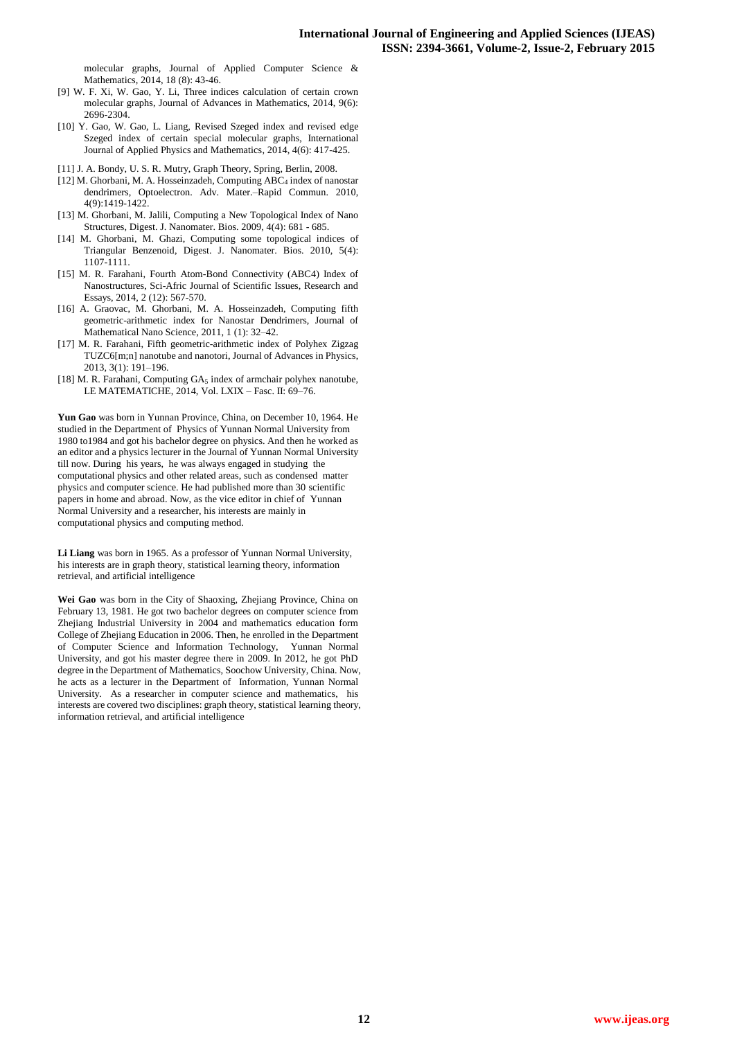molecular graphs, Journal of Applied Computer Science & Mathematics, 2014, 18 (8): 43-46.

[9] W. F. Xi, W. Gao, Y. Li, Three indices calculation of certain crown molecular graphs, Journal of Advances in Mathematics, 2014, 9(6): 2696-2304.

[10] Y. Gao, W. Gao, L. Liang, Revised Szeged index and revised edge Szeged index of certain special molecular graphs, International Journal of Applied Physics and Mathematics, 2014, 4(6): 417-425.

[11] J. A. Bondy, U. S. R. Mutry, Graph Theory, Spring, Berlin, 2008.

[12] M. Ghorbani, M. A. Hosseinzadeh, Computing $ABC_4$ index of nanostar dendrimers, Optoelectron. Adv. Mater.–Rapid Commun. 2010, 4(9):1419-1422.

[13] M. Ghorbani, M. Jalili, Computing a New Topological Index of Nano Structures, Digest. J. Nanomater. Bios. 2009, 4(4): 681 - 685.

[14] M. Ghorbani, M. Ghazi, Computing some topological indices of Triangular Benzenoid, Digest. J. Nanomater. Bios. 2010, 5(4): 1107-1111.

[15] M. R. Farahani, Fourth Atom-Bond Connectivity (ABC4) Index of Nanostructures, Sci-Afric Journal of Scientific Issues, Research and Essays, 2014, 2 (12): 567-570.

[16] A. Graovac, M. Ghorbani, M. A. Hosseinzadeh, Computing fifth geometric-arithmetic index for Nanostar Dendrimers, Journal of Mathematical Nano Science, 2011, 1 (1): 32–42.

[17] M. R. Farahani, Fifth geometric-arithmetic index of Polyhex Zigzag TUZC6[m;n] nanotube and nanotori, Journal of Advances in Physics, 2013, 3(1): 191–196.

[18] M. R. Farahani, Computing $GA_5$ index of armchair polyhex nanotube, LE MATEMATICHE, 2014, Vol. LXIX – Fasc. II: 69–76.

**Yun Gao** was born in Yunnan Province, China, on December 10, 1964. He studied in the Department of Physics of Yunnan Normal University from 1980 to1984 and got his bachelor degree on physics. And then he worked as an editor and a physics lecturer in the Journal of Yunnan Normal University till now. During his years, he was always engaged in studying the computational physics and other related areas, such as condensed matter physics and computer science. He had published more than 30 scientific papers in home and abroad. Now, as the vice editor in chief of Yunnan Normal University and a researcher, his interests are mainly in computational physics and computing method.

**Li Liang** was born in 1965. As a professor of Yunnan Normal University, his interests are in graph theory, statistical learning theory, information retrieval, and artificial intelligence

**Wei Gao** was born in the City of Shaoxing, Zhejiang Province, China on February 13, 1981. He got two bachelor degrees on computer science from Zhejiang Industrial University in 2004 and mathematics education form College of Zhejiang Education in 2006. Then, he enrolled in the Department of Computer Science and Information Technology, Yunnan Normal University, and got his master degree there in 2009. In 2012, he got PhD degree in the Department of Mathematics, Soochow University, China. Now, he acts as a lecturer in the Department of Information, Yunnan Normal University. As a researcher in computer science and mathematics, his interests are covered two disciplines: graph theory, statistical learning theory, information retrieval, and artificial intelligence